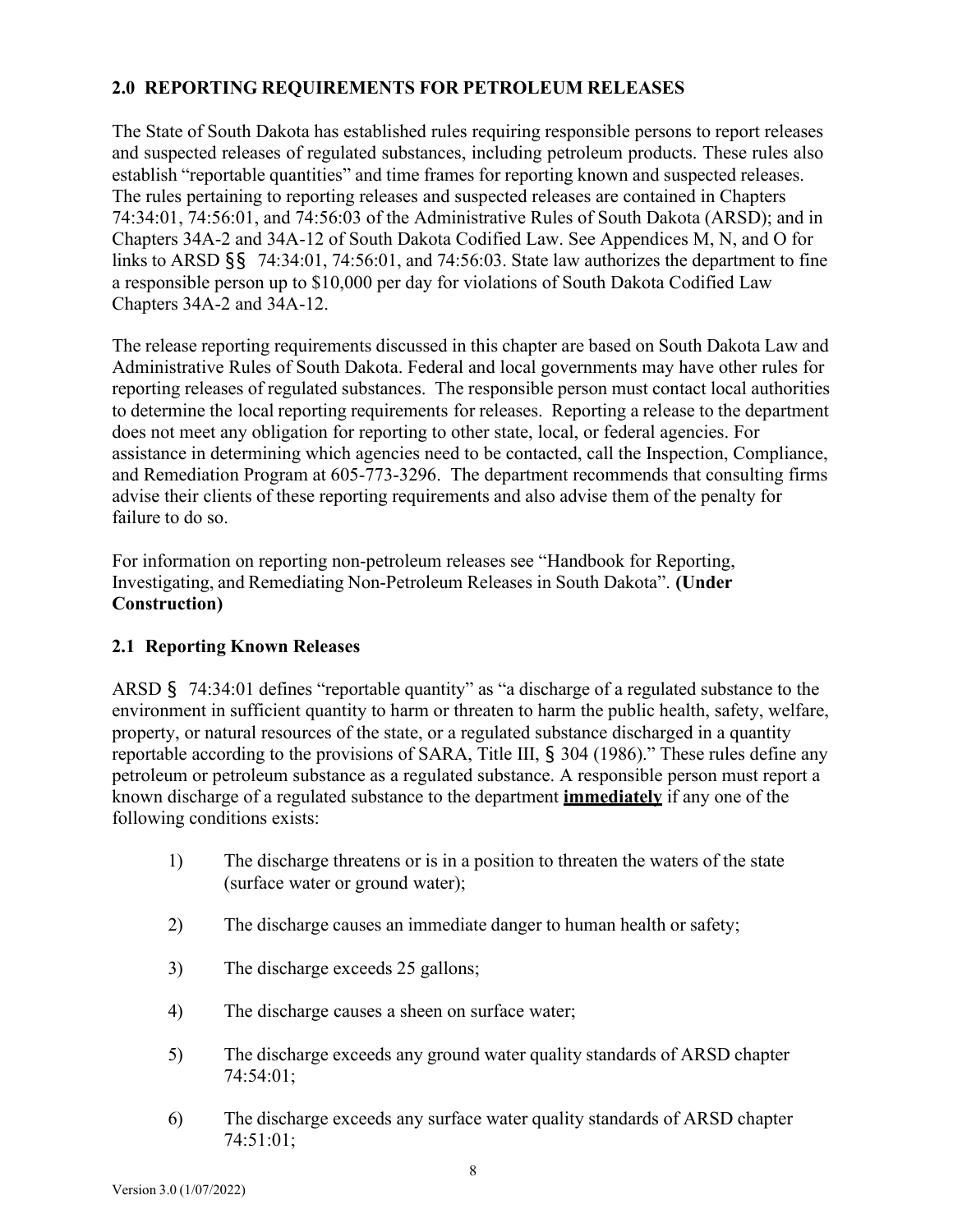## 2.0 REPORTING REQUIREMENTS FOR PETROLEUM RELEASES

The State of South Dakota has established rules requiring responsible persons to report releases and suspected releases of regulated substances, including petroleum products. These rules also establish "reportable quantities" and time frames for reporting known and suspected releases. The rules pertaining to reporting releases and suspected releases are contained in Chapters 74:34:01, 74:56:01, and 74:56:03 of the Administrative Rules of South Dakota (ARSD); and in Chapters 34A-2 and 34A-12 of South Dakota Codified Law. See Appendices M, N, and O for links to ARSD §§ 74:34:01, 74:56:01, and 74:56:03. State law authorizes the department to fine a responsible person up to $10,000 per day for violations of South Dakota Codified Law Chapters 34A-2 and 34A-12.

The release reporting requirements discussed in this chapter are based on South Dakota Law and Administrative Rules of South Dakota. Federal and local governments may have other rules for reporting releases of regulated substances. The responsible person must contact local authorities to determine the local reporting requirements for releases. Reporting a release to the department does not meet any obligation for reporting to other state, local, or federal agencies. For assistance in determining which agencies need to be contacted, call the Inspection, Compliance, and Remediation Program at 605-773-3296. The department recommends that consulting firms advise their clients of these reporting requirements and also advise them of the penalty for failure to do so.

For information on reporting non-petroleum releases see "Handbook for Reporting, Investigating, and Remediating Non-Petroleum Releases in South Dakota". **(Under Construction)**

### 2.1 Reporting Known Releases

ARSD § 74:34:01 defines "reportable quantity" as "a discharge of a regulated substance to the environment in sufficient quantity to harm or threaten to harm the public health, safety, welfare, property, or natural resources of the state, or a regulated substance discharged in a quantity reportable according to the provisions of SARA, Title III, § 304 (1986)." These rules define any petroleum or petroleum substance as a regulated substance. A responsible person must report a known discharge of a regulated substance to the department <u>**immediately**</u> if any one of the following conditions exists:

1) The discharge threatens or is in a position to threaten the waters of the state (surface water or ground water);

2) The discharge causes an immediate danger to human health or safety;

3) The discharge exceeds 25 gallons;

4) The discharge causes a sheen on surface water;

5) The discharge exceeds any ground water quality standards of ARSD chapter 74:54:01;

6) The discharge exceeds any surface water quality standards of ARSD chapter 74:51:01;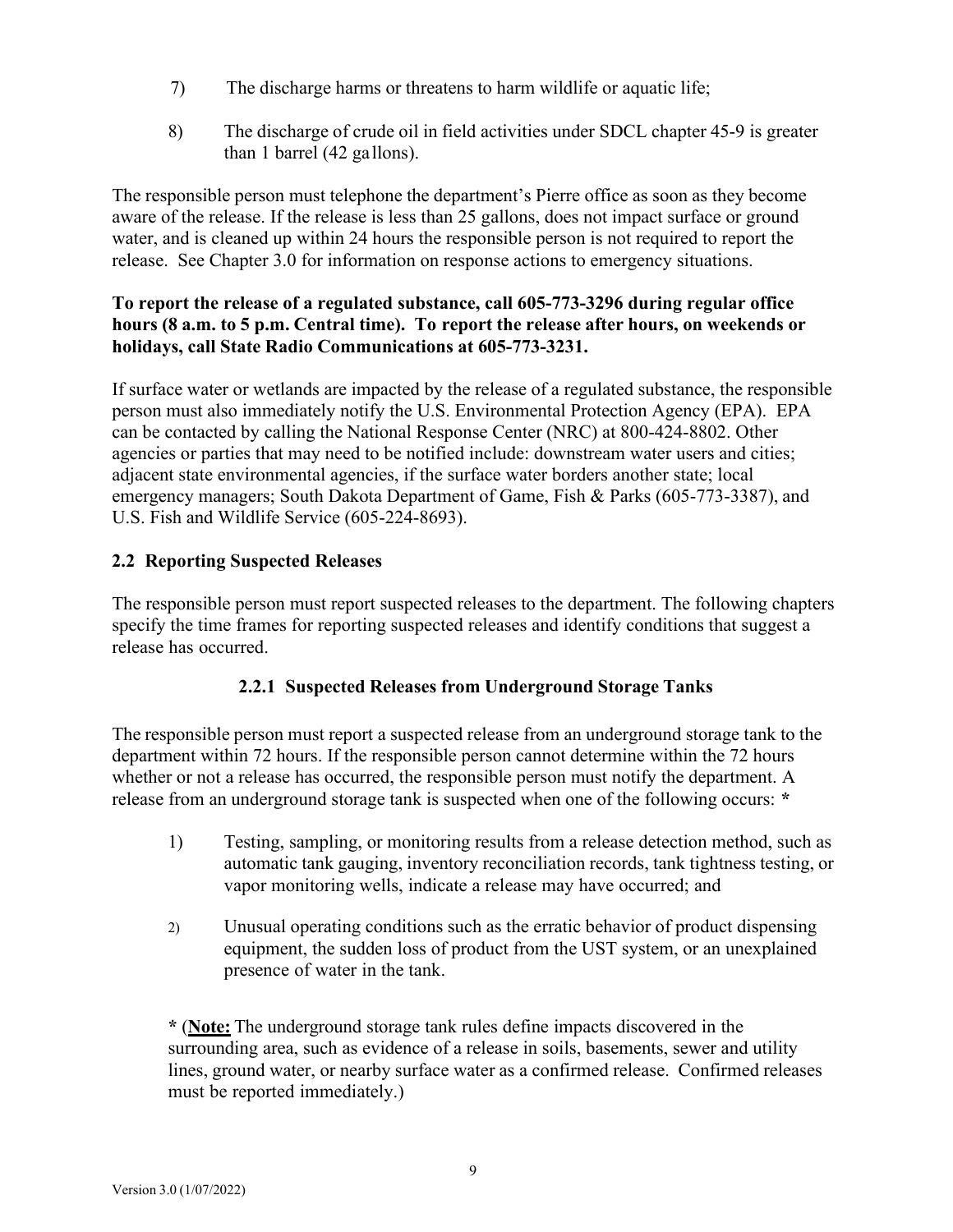7) The discharge harms or threatens to harm wildlife or aquatic life;

8) The discharge of crude oil in field activities under SDCL chapter 45-9 is greater than 1 barrel (42 gallons).

The responsible person must telephone the department's Pierre office as soon as they become aware of the release. If the release is less than 25 gallons, does not impact surface or ground water, and is cleaned up within 24 hours the responsible person is not required to report the release. See Chapter 3.0 for information on response actions to emergency situations.

**To report the release of a regulated substance, call 605-773-3296 during regular office hours (8 a.m. to 5 p.m. Central time). To report the release after hours, on weekends or holidays, call State Radio Communications at 605-773-3231.**

If surface water or wetlands are impacted by the release of a regulated substance, the responsible person must also immediately notify the U.S. Environmental Protection Agency (EPA). EPA can be contacted by calling the National Response Center (NRC) at 800-424-8802. Other agencies or parties that may need to be notified include: downstream water users and cities; adjacent state environmental agencies, if the surface water borders another state; local emergency managers; South Dakota Department of Game, Fish & Parks (605-773-3387), and U.S. Fish and Wildlife Service (605-224-8693).

## 2.2 Reporting Suspected Releases

The responsible person must report suspected releases to the department. The following chapters specify the time frames for reporting suspected releases and identify conditions that suggest a release has occurred.

### 2.2.1 Suspected Releases from Underground Storage Tanks

The responsible person must report a suspected release from an underground storage tank to the department within 72 hours. If the responsible person cannot determine within the 72 hours whether or not a release has occurred, the responsible person must notify the department. A release from an underground storage tank is suspected when one of the following occurs: *

1) Testing, sampling, or monitoring results from a release detection method, such as automatic tank gauging, inventory reconciliation records, tank tightness testing, or vapor monitoring wells, indicate a release may have occurred; and

2) Unusual operating conditions such as the erratic behavior of product dispensing equipment, the sudden loss of product from the UST system, or an unexplained presence of water in the tank.

* (**Note:** The underground storage tank rules define impacts discovered in the surrounding area, such as evidence of a release in soils, basements, sewer and utility lines, ground water, or nearby surface water as a confirmed release. Confirmed releases must be reported immediately.)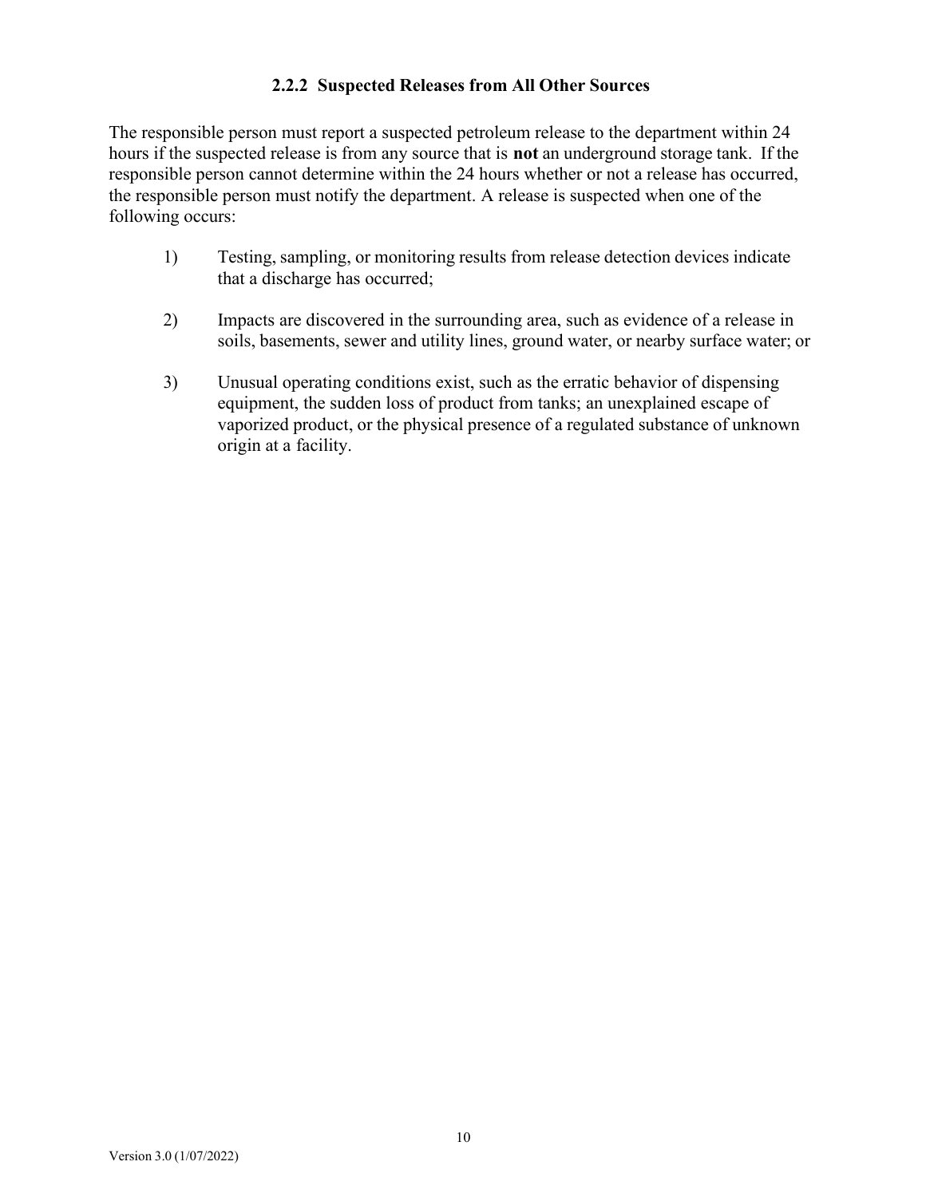### 2.2.2 Suspected Releases from All Other Sources

The responsible person must report a suspected petroleum release to the department within 24 hours if the suspected release is from any source that is **not** an underground storage tank. If the responsible person cannot determine within the 24 hours whether or not a release has occurred, the responsible person must notify the department. A release is suspected when one of the following occurs:

1) Testing, sampling, or monitoring results from release detection devices indicate that a discharge has occurred;

2) Impacts are discovered in the surrounding area, such as evidence of a release in soils, basements, sewer and utility lines, ground water, or nearby surface water; or

3) Unusual operating conditions exist, such as the erratic behavior of dispensing equipment, the sudden loss of product from tanks; an unexplained escape of vaporized product, or the physical presence of a regulated substance of unknown origin at a facility.